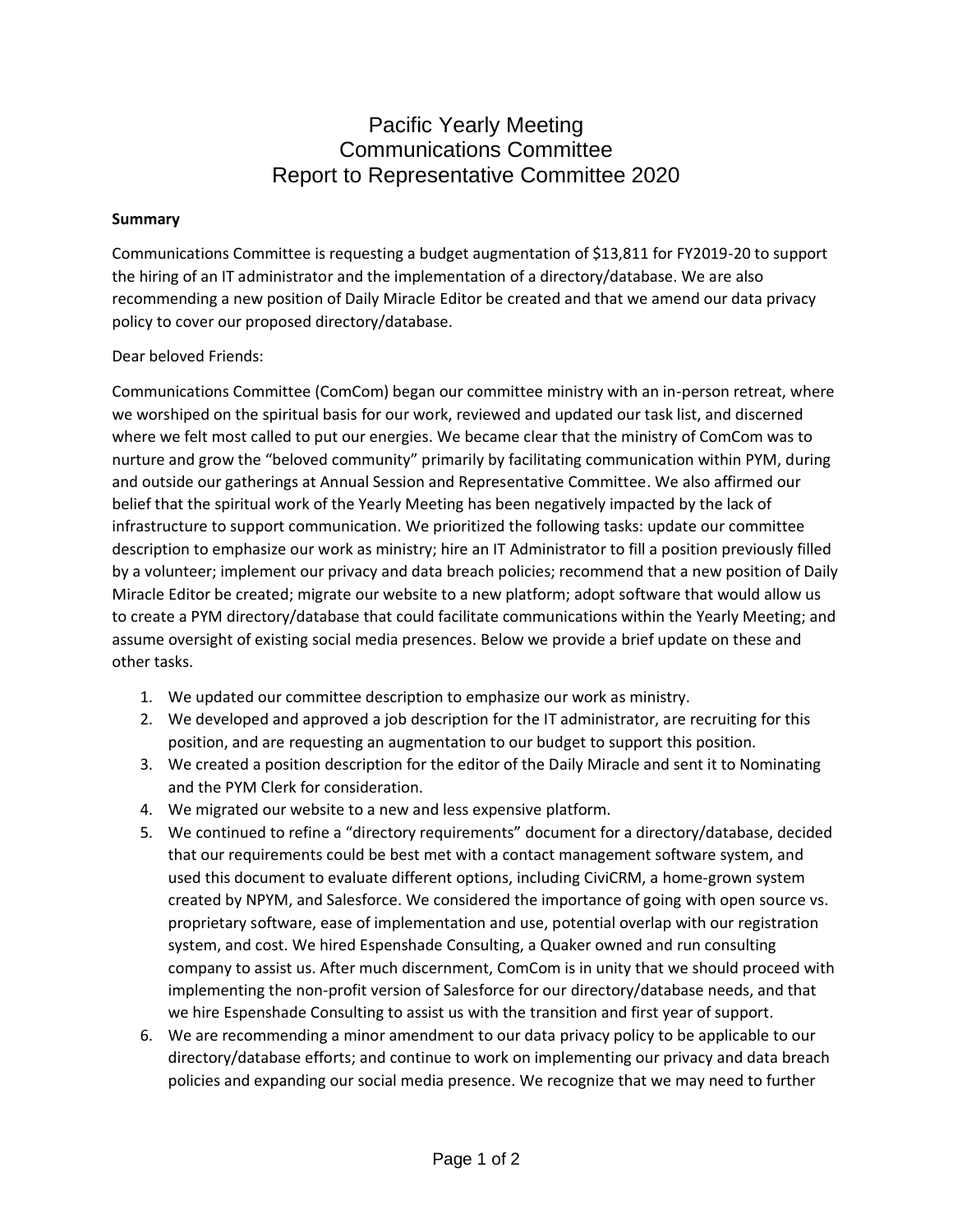# Pacific Yearly Meeting
# Communications Committee
# Report to Representative Committee 2020

**Summary**

Communications Committee is requesting a budget augmentation of $13,811 for FY2019-20 to support the hiring of an IT administrator and the implementation of a directory/database. We are also recommending a new position of Daily Miracle Editor be created and that we amend our data privacy policy to cover our proposed directory/database.

Dear beloved Friends:

Communications Committee (ComCom) began our committee ministry with an in-person retreat, where we worshiped on the spiritual basis for our work, reviewed and updated our task list, and discerned where we felt most called to put our energies. We became clear that the ministry of ComCom was to nurture and grow the "beloved community" primarily by facilitating communication within PYM, during and outside our gatherings at Annual Session and Representative Committee. We also affirmed our belief that the spiritual work of the Yearly Meeting has been negatively impacted by the lack of infrastructure to support communication. We prioritized the following tasks: update our committee description to emphasize our work as ministry; hire an IT Administrator to fill a position previously filled by a volunteer; implement our privacy and data breach policies; recommend that a new position of Daily Miracle Editor be created; migrate our website to a new platform; adopt software that would allow us to create a PYM directory/database that could facilitate communications within the Yearly Meeting; and assume oversight of existing social media presences. Below we provide a brief update on these and other tasks.

1. We updated our committee description to emphasize our work as ministry.
2. We developed and approved a job description for the IT administrator, are recruiting for this position, and are requesting an augmentation to our budget to support this position.
3. We created a position description for the editor of the Daily Miracle and sent it to Nominating and the PYM Clerk for consideration.
4. We migrated our website to a new and less expensive platform.
5. We continued to refine a "directory requirements" document for a directory/database, decided that our requirements could be best met with a contact management software system, and used this document to evaluate different options, including CiviCRM, a home-grown system created by NPYM, and Salesforce. We considered the importance of going with open source vs. proprietary software, ease of implementation and use, potential overlap with our registration system, and cost. We hired Espenshade Consulting, a Quaker owned and run consulting company to assist us. After much discernment, ComCom is in unity that we should proceed with implementing the non-profit version of Salesforce for our directory/database needs, and that we hire Espenshade Consulting to assist us with the transition and first year of support.
6. We are recommending a minor amendment to our data privacy policy to be applicable to our directory/database efforts; and continue to work on implementing our privacy and data breach policies and expanding our social media presence. We recognize that we may need to further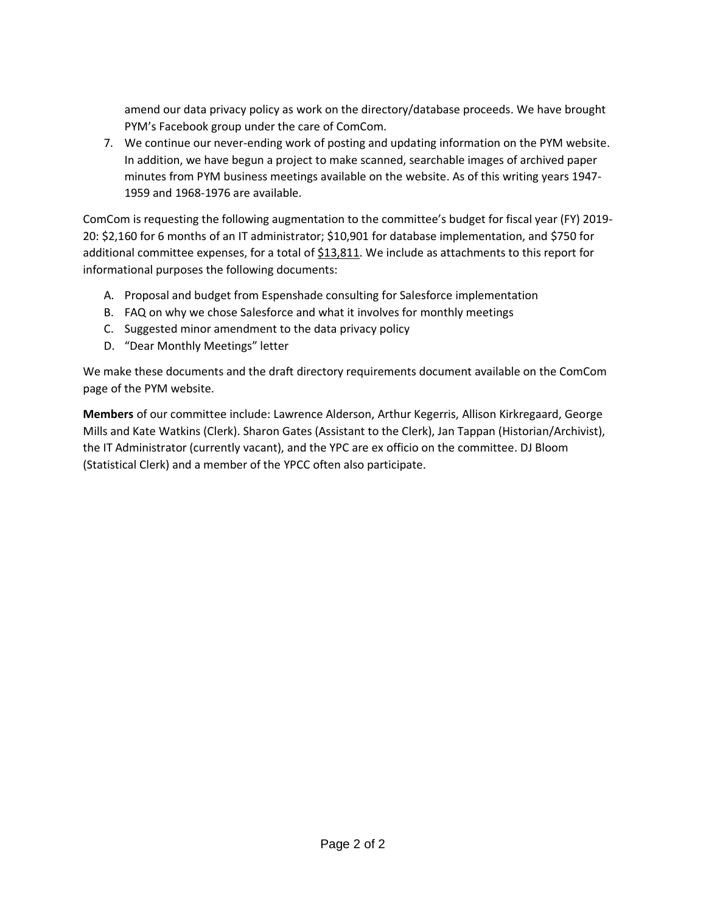amend our data privacy policy as work on the directory/database proceeds. We have brought PYM's Facebook group under the care of ComCom.

7. We continue our never-ending work of posting and updating information on the PYM website. In addition, we have begun a project to make scanned, searchable images of archived paper minutes from PYM business meetings available on the website. As of this writing years 1947-1959 and 1968-1976 are available.

ComCom is requesting the following augmentation to the committee's budget for fiscal year (FY) 2019-20: $2,160 for 6 months of an IT administrator; $10,901 for database implementation, and $750 for additional committee expenses, for a total of <u>$13,811</u>. We include as attachments to this report for informational purposes the following documents:

A. Proposal and budget from Espenshade consulting for Salesforce implementation
B. FAQ on why we chose Salesforce and what it involves for monthly meetings
C. Suggested minor amendment to the data privacy policy
D. "Dear Monthly Meetings" letter

We make these documents and the draft directory requirements document available on the ComCom page of the PYM website.

**Members** of our committee include: Lawrence Alderson, Arthur Kegerris, Allison Kirkregaard, George Mills and Kate Watkins (Clerk). Sharon Gates (Assistant to the Clerk), Jan Tappan (Historian/Archivist), the IT Administrator (currently vacant), and the YPC are ex officio on the committee. DJ Bloom (Statistical Clerk) and a member of the YPCC often also participate.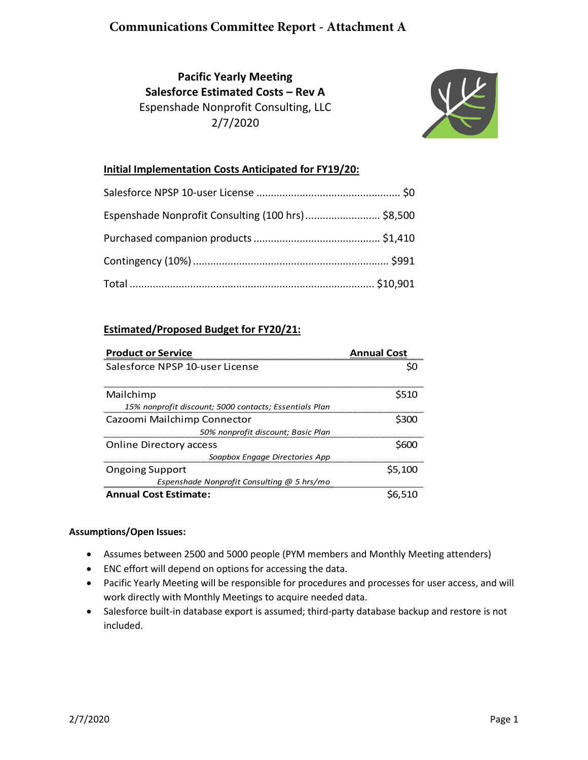# Communications Committee Report - Attachment A

**Pacific Yearly Meeting**
**Salesforce Estimated Costs – Rev A**
Espenshade Nonprofit Consulting, LLC
2/7/2020

## Initial Implementation Costs Anticipated for FY19/20:

Salesforce NPSP 10-user License .................................................. $0

Espenshade Nonprofit Consulting (100 hrs) .......................... $8,500

Purchased companion products ............................................ $1,410

Contingency (10%) ................................................................... $991

Total .................................................................................... $10,901

## Estimated/Proposed Budget for FY20/21:

| Product or Service | Annual Cost |
|---|---|
| Salesforce NPSP 10-user License | $0 |
| Mailchimp<br>*15% nonprofit discount; 5000 contacts; Essentials Plan* | $510 |
| Cazoomi Mailchimp Connector<br>*50% nonprofit discount; Basic Plan* | $300 |
| Online Directory access<br>*Soapbox Engage Directories App* | $600 |
| Ongoing Support<br>*Espenshade Nonprofit Consulting @ 5 hrs/mo* | $5,100 |
| **Annual Cost Estimate:** | $6,510 |

**Assumptions/Open Issues:**

- Assumes between 2500 and 5000 people (PYM members and Monthly Meeting attenders)
- ENC effort will depend on options for accessing the data.
- Pacific Yearly Meeting will be responsible for procedures and processes for user access, and will work directly with Monthly Meetings to acquire needed data.
- Salesforce built-in database export is assumed; third-party database backup and restore is not included.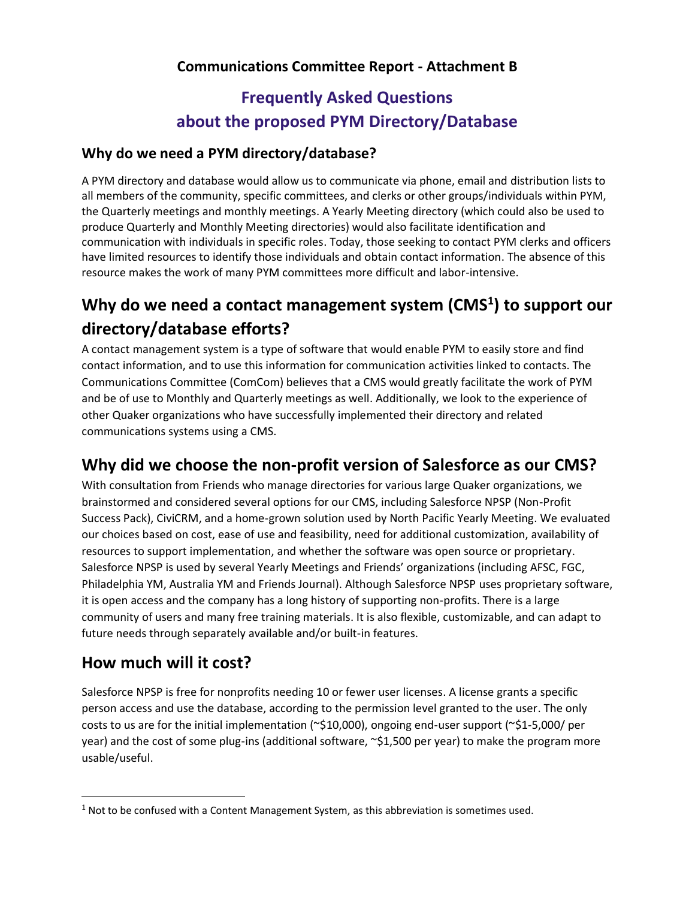**Communications Committee Report - Attachment B**

# Frequently Asked Questions about the proposed PYM Directory/Database

### Why do we need a PYM directory/database?

A PYM directory and database would allow us to communicate via phone, email and distribution lists to all members of the community, specific committees, and clerks or other groups/individuals within PYM, the Quarterly meetings and monthly meetings. A Yearly Meeting directory (which could also be used to produce Quarterly and Monthly Meeting directories) would also facilitate identification and communication with individuals in specific roles. Today, those seeking to contact PYM clerks and officers have limited resources to identify those individuals and obtain contact information. The absence of this resource makes the work of many PYM committees more difficult and labor-intensive.

## Why do we need a contact management system (CMS[1]) to support our directory/database efforts?

A contact management system is a type of software that would enable PYM to easily store and find contact information, and to use this information for communication activities linked to contacts. The Communications Committee (ComCom) believes that a CMS would greatly facilitate the work of PYM and be of use to Monthly and Quarterly meetings as well. Additionally, we look to the experience of other Quaker organizations who have successfully implemented their directory and related communications systems using a CMS.

## Why did we choose the non-profit version of Salesforce as our CMS?

With consultation from Friends who manage directories for various large Quaker organizations, we brainstormed and considered several options for our CMS, including Salesforce NPSP (Non-Profit Success Pack), CiviCRM, and a home-grown solution used by North Pacific Yearly Meeting. We evaluated our choices based on cost, ease of use and feasibility, need for additional customization, availability of resources to support implementation, and whether the software was open source or proprietary. Salesforce NPSP is used by several Yearly Meetings and Friends' organizations (including AFSC, FGC, Philadelphia YM, Australia YM and Friends Journal). Although Salesforce NPSP uses proprietary software, it is open access and the company has a long history of supporting non-profits. There is a large community of users and many free training materials. It is also flexible, customizable, and can adapt to future needs through separately available and/or built-in features.

## How much will it cost?

Salesforce NPSP is free for nonprofits needing 10 or fewer user licenses. A license grants a specific person access and use the database, according to the permission level granted to the user. The only costs to us are for the initial implementation (~$10,000), ongoing end-user support (~$1-5,000/ per year) and the cost of some plug-ins (additional software, ~$1,500 per year) to make the program more usable/useful.

---

[1] Not to be confused with a Content Management System, as this abbreviation is sometimes used.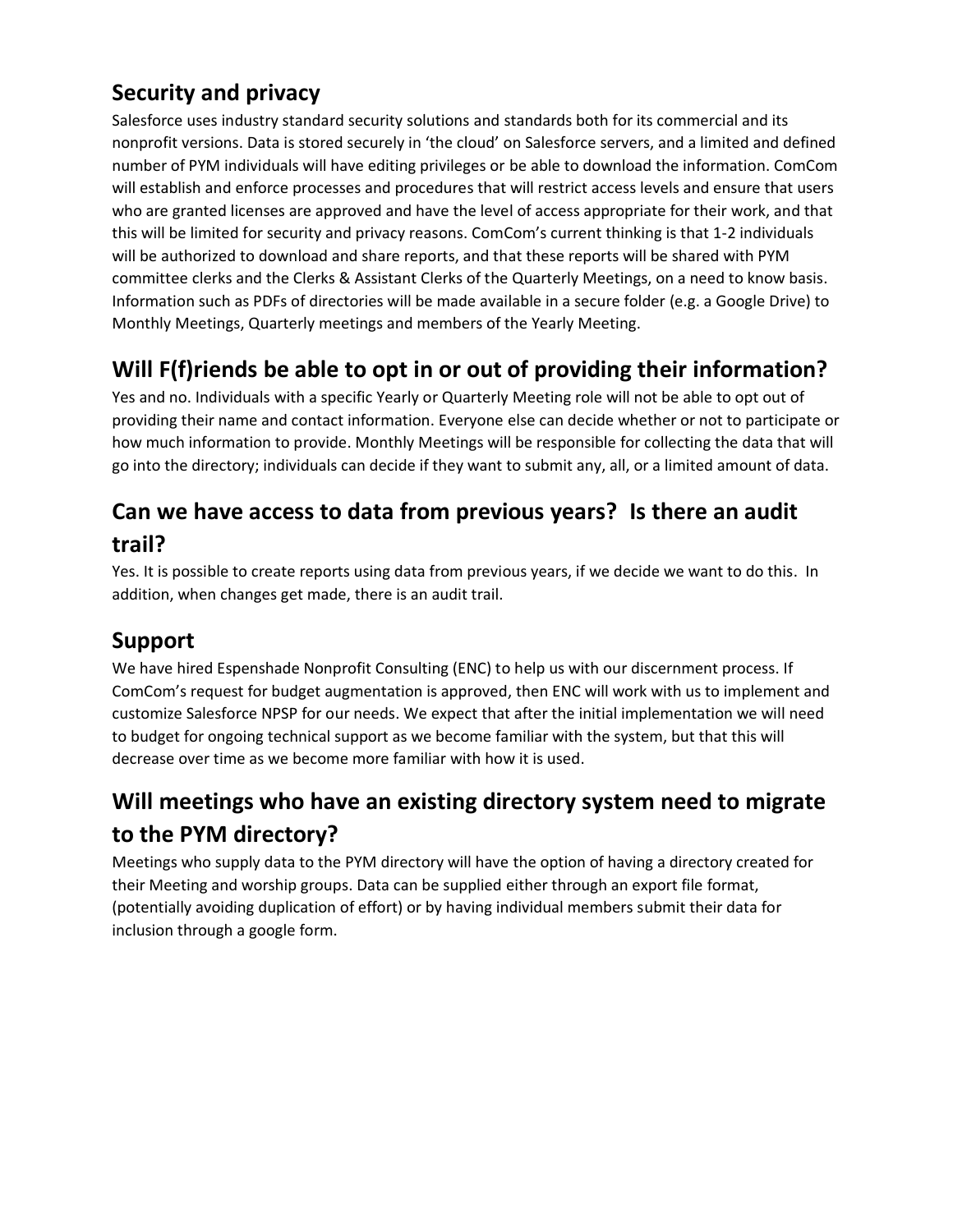## Security and privacy

Salesforce uses industry standard security solutions and standards both for its commercial and its nonprofit versions. Data is stored securely in 'the cloud' on Salesforce servers, and a limited and defined number of PYM individuals will have editing privileges or be able to download the information. ComCom will establish and enforce processes and procedures that will restrict access levels and ensure that users who are granted licenses are approved and have the level of access appropriate for their work, and that this will be limited for security and privacy reasons. ComCom's current thinking is that 1-2 individuals will be authorized to download and share reports, and that these reports will be shared with PYM committee clerks and the Clerks & Assistant Clerks of the Quarterly Meetings, on a need to know basis. Information such as PDFs of directories will be made available in a secure folder (e.g. a Google Drive) to Monthly Meetings, Quarterly meetings and members of the Yearly Meeting.

## Will F(f)riends be able to opt in or out of providing their information?

Yes and no. Individuals with a specific Yearly or Quarterly Meeting role will not be able to opt out of providing their name and contact information. Everyone else can decide whether or not to participate or how much information to provide. Monthly Meetings will be responsible for collecting the data that will go into the directory; individuals can decide if they want to submit any, all, or a limited amount of data.

## Can we have access to data from previous years? Is there an audit trail?

Yes. It is possible to create reports using data from previous years, if we decide we want to do this. In addition, when changes get made, there is an audit trail.

## Support

We have hired Espenshade Nonprofit Consulting (ENC) to help us with our discernment process. If ComCom's request for budget augmentation is approved, then ENC will work with us to implement and customize Salesforce NPSP for our needs. We expect that after the initial implementation we will need to budget for ongoing technical support as we become familiar with the system, but that this will decrease over time as we become more familiar with how it is used.

## Will meetings who have an existing directory system need to migrate to the PYM directory?

Meetings who supply data to the PYM directory will have the option of having a directory created for their Meeting and worship groups. Data can be supplied either through an export file format, (potentially avoiding duplication of effort) or by having individual members submit their data for inclusion through a google form.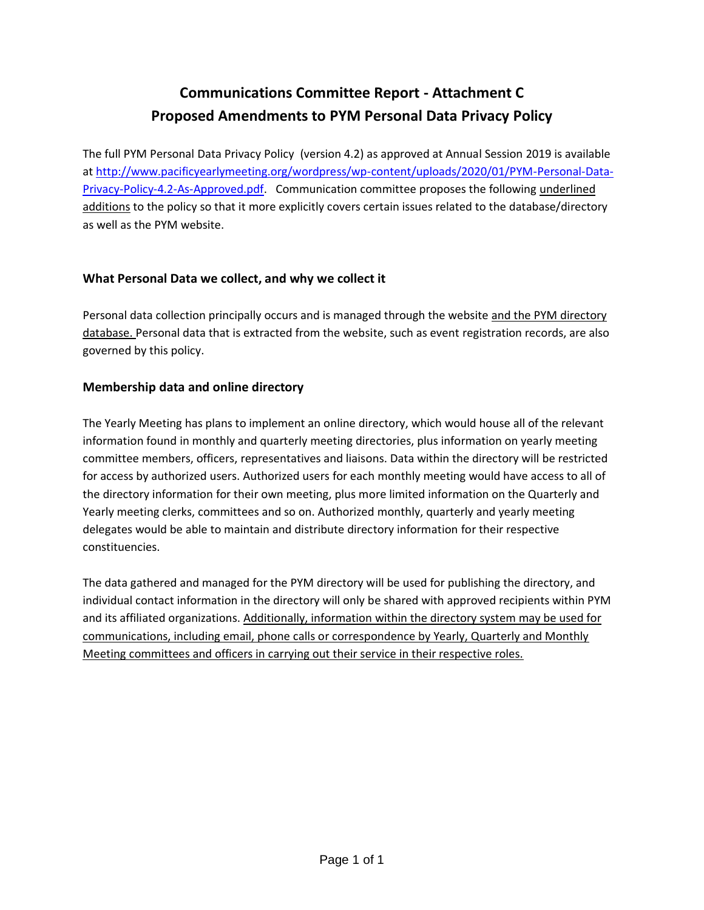# Communications Committee Report - Attachment C
# Proposed Amendments to PYM Personal Data Privacy Policy

The full PYM Personal Data Privacy Policy (version 4.2) as approved at Annual Session 2019 is available at [http://www.pacificyearlymeeting.org/wordpress/wp-content/uploads/2020/01/PYM-Personal-Data-Privacy-Policy-4.2-As-Approved.pdf](http://www.pacificyearlymeeting.org/wordpress/wp-content/uploads/2020/01/PYM-Personal-Data-Privacy-Policy-4.2-As-Approved.pdf). Communication committee proposes the following <u>underlined additions</u> to the policy so that it more explicitly covers certain issues related to the database/directory as well as the PYM website.

### What Personal Data we collect, and why we collect it

Personal data collection principally occurs and is managed through the website <u>and the PYM directory database.</u> Personal data that is extracted from the website, such as event registration records, are also governed by this policy.

### Membership data and online directory

The Yearly Meeting has plans to implement an online directory, which would house all of the relevant information found in monthly and quarterly meeting directories, plus information on yearly meeting committee members, officers, representatives and liaisons. Data within the directory will be restricted for access by authorized users. Authorized users for each monthly meeting would have access to all of the directory information for their own meeting, plus more limited information on the Quarterly and Yearly meeting clerks, committees and so on. Authorized monthly, quarterly and yearly meeting delegates would be able to maintain and distribute directory information for their respective constituencies.

The data gathered and managed for the PYM directory will be used for publishing the directory, and individual contact information in the directory will only be shared with approved recipients within PYM and its affiliated organizations. <u>Additionally, information within the directory system may be used for communications, including email, phone calls or correspondence by Yearly, Quarterly and Monthly Meeting committees and officers in carrying out their service in their respective roles.</u>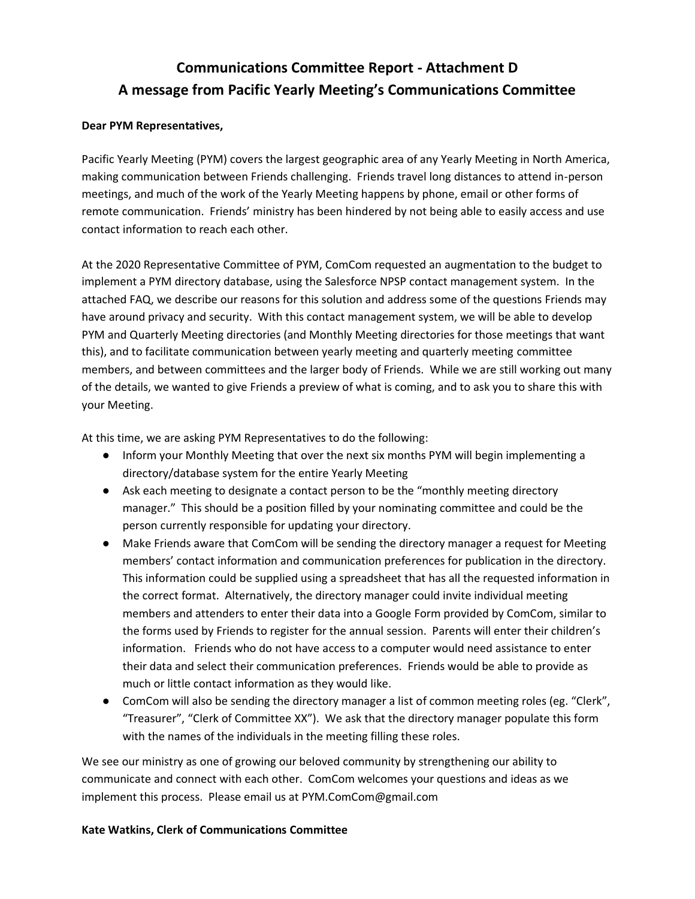# Communications Committee Report - Attachment D
# A message from Pacific Yearly Meeting's Communications Committee

**Dear PYM Representatives,**

Pacific Yearly Meeting (PYM) covers the largest geographic area of any Yearly Meeting in North America, making communication between Friends challenging. Friends travel long distances to attend in-person meetings, and much of the work of the Yearly Meeting happens by phone, email or other forms of remote communication. Friends' ministry has been hindered by not being able to easily access and use contact information to reach each other.

At the 2020 Representative Committee of PYM, ComCom requested an augmentation to the budget to implement a PYM directory database, using the Salesforce NPSP contact management system. In the attached FAQ, we describe our reasons for this solution and address some of the questions Friends may have around privacy and security. With this contact management system, we will be able to develop PYM and Quarterly Meeting directories (and Monthly Meeting directories for those meetings that want this), and to facilitate communication between yearly meeting and quarterly meeting committee members, and between committees and the larger body of Friends. While we are still working out many of the details, we wanted to give Friends a preview of what is coming, and to ask you to share this with your Meeting.

At this time, we are asking PYM Representatives to do the following:

- Inform your Monthly Meeting that over the next six months PYM will begin implementing a directory/database system for the entire Yearly Meeting
- Ask each meeting to designate a contact person to be the "monthly meeting directory manager." This should be a position filled by your nominating committee and could be the person currently responsible for updating your directory.
- Make Friends aware that ComCom will be sending the directory manager a request for Meeting members' contact information and communication preferences for publication in the directory. This information could be supplied using a spreadsheet that has all the requested information in the correct format. Alternatively, the directory manager could invite individual meeting members and attenders to enter their data into a Google Form provided by ComCom, similar to the forms used by Friends to register for the annual session. Parents will enter their children's information. Friends who do not have access to a computer would need assistance to enter their data and select their communication preferences. Friends would be able to provide as much or little contact information as they would like.
- ComCom will also be sending the directory manager a list of common meeting roles (eg. "Clerk", "Treasurer", "Clerk of Committee XX"). We ask that the directory manager populate this form with the names of the individuals in the meeting filling these roles.

We see our ministry as one of growing our beloved community by strengthening our ability to communicate and connect with each other. ComCom welcomes your questions and ideas as we implement this process. Please email us at PYM.ComCom@gmail.com

**Kate Watkins, Clerk of Communications Committee**